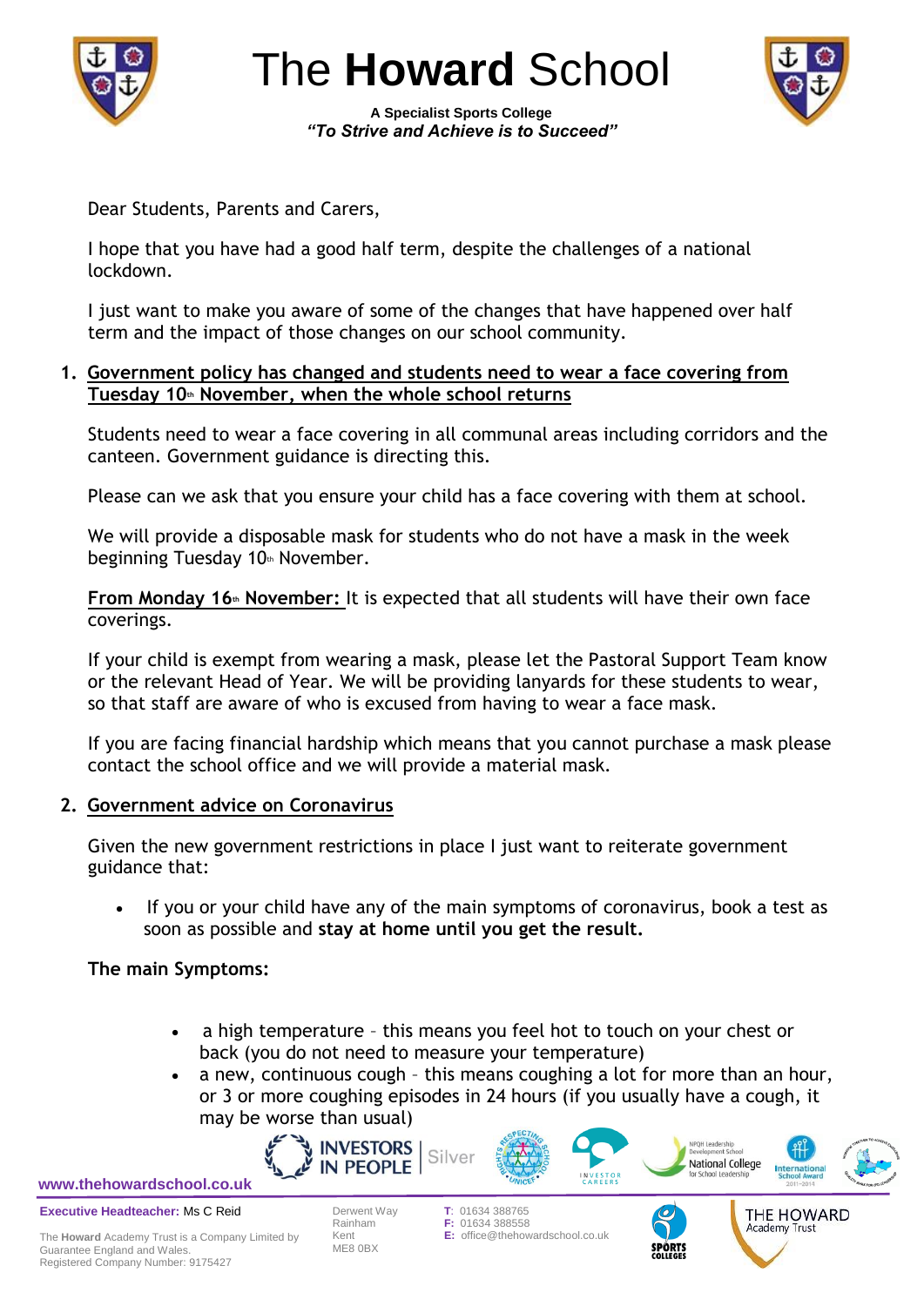# The **Howard** School

**A Specialist Sports College**

***"To Strive and Achieve is to Succeed"***

Dear Students, Parents and Carers,

I hope that you have had a good half term, despite the challenges of a national lockdown.

I just want to make you aware of some of the changes that have happened over half term and the impact of those changes on our school community.

1. **Government policy has changed and students need to wear a face covering from Tuesday 10th November, when the whole school returns**

   Students need to wear a face covering in all communal areas including corridors and the canteen. Government guidance is directing this.

   Please can we ask that you ensure your child has a face covering with them at school.

   We will provide a disposable mask for students who do not have a mask in the week beginning Tuesday 10th November.

   **From Monday 16th November:** It is expected that all students will have their own face coverings.

   If your child is exempt from wearing a mask, please let the Pastoral Support Team know or the relevant Head of Year. We will be providing lanyards for these students to wear, so that staff are aware of who is excused from having to wear a face mask.

   If you are facing financial hardship which means that you cannot purchase a mask please contact the school office and we will provide a material mask.

2. **Government advice on Coronavirus**

   Given the new government restrictions in place I just want to reiterate government guidance that:

   - If you or your child have any of the main symptoms of coronavirus, book a test as soon as possible and **stay at home until you get the result.**

   **The main Symptoms:**

   - a high temperature – this means you feel hot to touch on your chest or back (you do not need to measure your temperature)
   - a new, continuous cough – this means coughing a lot for more than an hour, or 3 or more coughing episodes in 24 hours (if you usually have a cough, it may be worse than usual)

www.thehowardschool.co.uk

**Executive Headteacher:** Ms C Reid

The **Howard** Academy Trust is a Company Limited by Guarantee England and Wales.
Registered Company Number: 9175427

Derwent Way
Rainham
Kent
ME8 0BX

**T:** 01634 388765
**F:** 01634 388558
**E:** office@thehowardschool.co.uk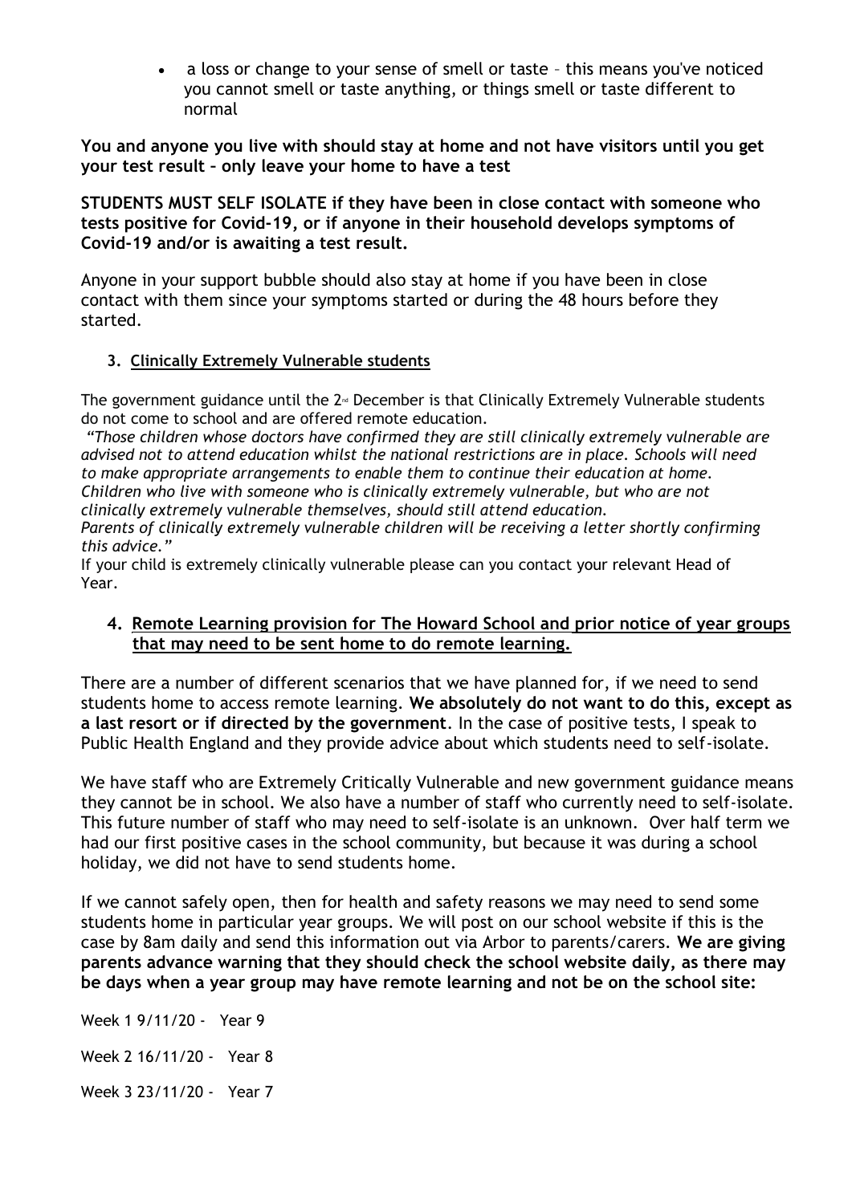- a loss or change to your sense of smell or taste – this means you've noticed you cannot smell or taste anything, or things smell or taste different to normal

**You and anyone you live with should stay at home and not have visitors until you get your test result – only leave your home to have a test**

**STUDENTS MUST SELF ISOLATE if they have been in close contact with someone who tests positive for Covid-19, or if anyone in their household develops symptoms of Covid-19 and/or is awaiting a test result.**

Anyone in your support bubble should also stay at home if you have been in close contact with them since your symptoms started or during the 48 hours before they started.

### 3. Clinically Extremely Vulnerable students

The government guidance until the 2nd December is that Clinically Extremely Vulnerable students do not come to school and are offered remote education.

*"Those children whose doctors have confirmed they are still clinically extremely vulnerable are advised not to attend education whilst the national restrictions are in place. Schools will need to make appropriate arrangements to enable them to continue their education at home. Children who live with someone who is clinically extremely vulnerable, but who are not clinically extremely vulnerable themselves, should still attend education. Parents of clinically extremely vulnerable children will be receiving a letter shortly confirming this advice."*

If your child is extremely clinically vulnerable please can you contact your relevant Head of Year.

### 4. Remote Learning provision for The Howard School and prior notice of year groups that may need to be sent home to do remote learning.

There are a number of different scenarios that we have planned for, if we need to send students home to access remote learning. **We absolutely do not want to do this, except as a last resort or if directed by the government**. In the case of positive tests, I speak to Public Health England and they provide advice about which students need to self-isolate.

We have staff who are Extremely Critically Vulnerable and new government guidance means they cannot be in school. We also have a number of staff who currently need to self-isolate. This future number of staff who may need to self-isolate is an unknown. Over half term we had our first positive cases in the school community, but because it was during a school holiday, we did not have to send students home.

If we cannot safely open, then for health and safety reasons we may need to send some students home in particular year groups. We will post on our school website if this is the case by 8am daily and send this information out via Arbor to parents/carers. **We are giving parents advance warning that they should check the school website daily, as there may be days when a year group may have remote learning and not be on the school site:**

Week 1 9/11/20 - Year 9

Week 2 16/11/20 - Year 8

Week 3 23/11/20 - Year 7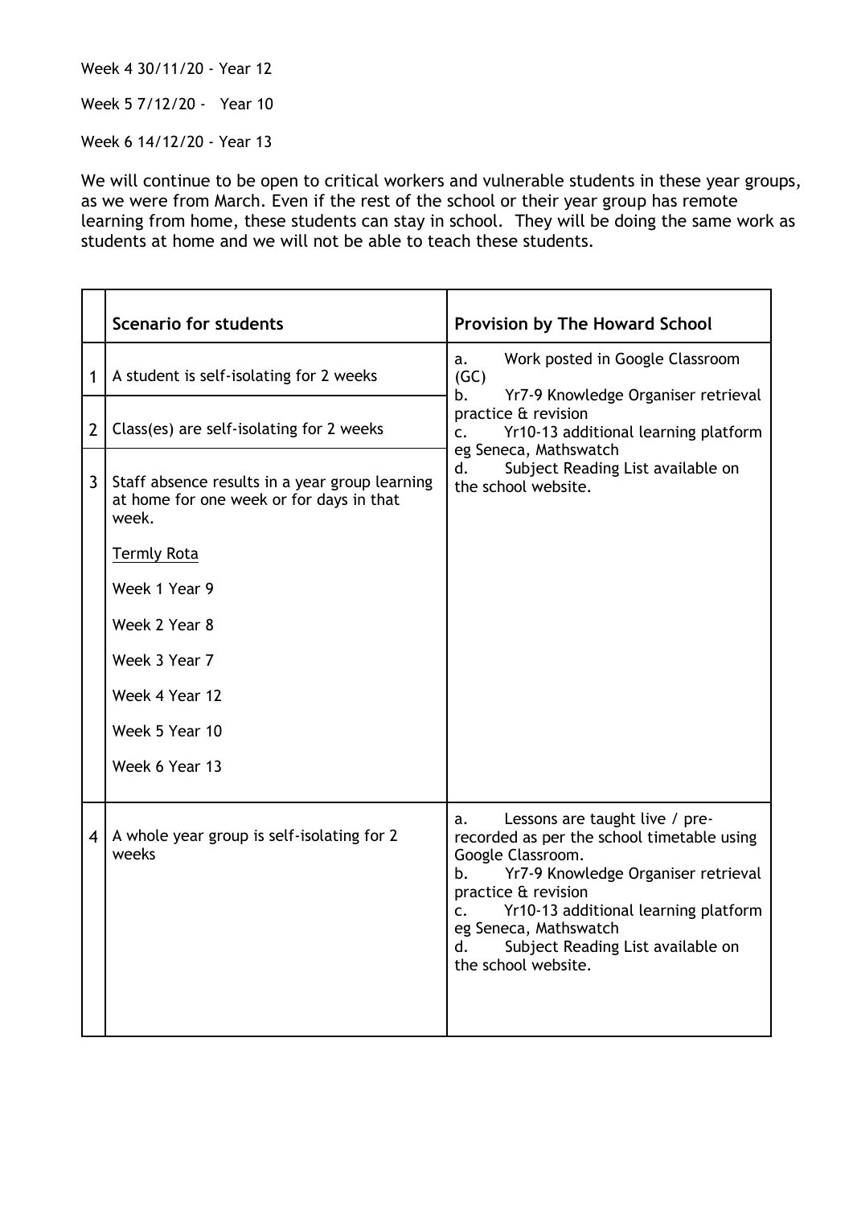Week 4 30/11/20 - Year 12

Week 5 7/12/20 - Year 10

Week 6 14/12/20 - Year 13

We will continue to be open to critical workers and vulnerable students in these year groups, as we were from March. Even if the rest of the school or their year group has remote learning from home, these students can stay in school. They will be doing the same work as students at home and we will not be able to teach these students.

| | **Scenario for students** | **Provision by The Howard School** |
|---|---|---|
| 1 | A student is self-isolating for 2 weeks | a. Work posted in Google Classroom (GC)<br>b. Yr7-9 Knowledge Organiser retrieval practice & revision<br>c. Yr10-13 additional learning platform eg Seneca, Mathswatch<br>d. Subject Reading List available on the school website. |
| 2 | Class(es) are self-isolating for 2 weeks | |
| 3 | Staff absence results in a year group learning at home for one week or for days in that week.<br><br><u>Termly Rota</u><br><br>Week 1 Year 9<br><br>Week 2 Year 8<br><br>Week 3 Year 7<br><br>Week 4 Year 12<br><br>Week 5 Year 10<br><br>Week 6 Year 13 | |
| 4 | A whole year group is self-isolating for 2 weeks | a. Lessons are taught live / pre-recorded as per the school timetable using Google Classroom.<br>b. Yr7-9 Knowledge Organiser retrieval practice & revision<br>c. Yr10-13 additional learning platform eg Seneca, Mathswatch<br>d. Subject Reading List available on the school website. |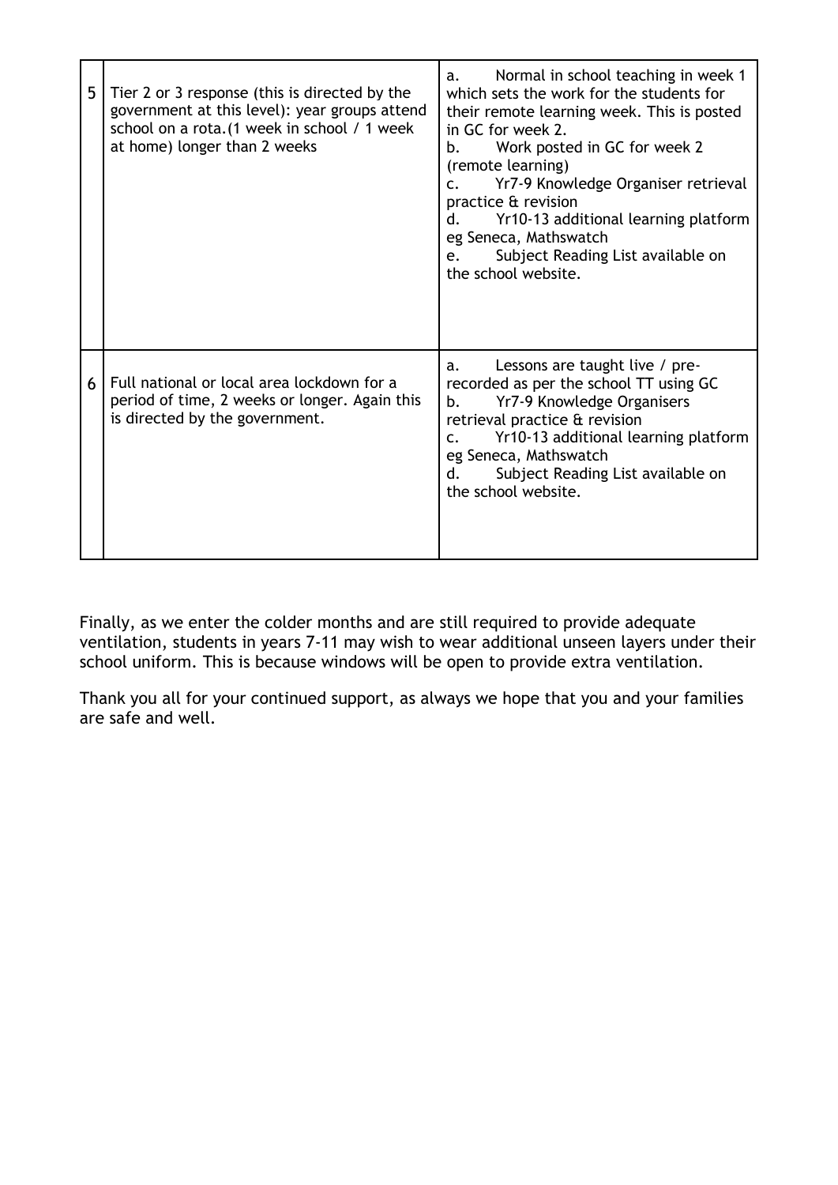| | | |
|---|---|---|
| 5 | Tier 2 or 3 response (this is directed by the government at this level): year groups attend school on a rota.(1 week in school / 1 week at home) longer than 2 weeks | a. Normal in school teaching in week 1 which sets the work for the students for their remote learning week. This is posted in GC for week 2.<br>b. Work posted in GC for week 2 (remote learning)<br>c. Yr7-9 Knowledge Organiser retrieval practice & revision<br>d. Yr10-13 additional learning platform eg Seneca, Mathswatch<br>e. Subject Reading List available on the school website. |
| 6 | Full national or local area lockdown for a period of time, 2 weeks or longer. Again this is directed by the government. | a. Lessons are taught live / pre-recorded as per the school TT using GC<br>b. Yr7-9 Knowledge Organisers retrieval practice & revision<br>c. Yr10-13 additional learning platform eg Seneca, Mathswatch<br>d. Subject Reading List available on the school website. |

Finally, as we enter the colder months and are still required to provide adequate ventilation, students in years 7-11 may wish to wear additional unseen layers under their school uniform. This is because windows will be open to provide extra ventilation.

Thank you all for your continued support, as always we hope that you and your families are safe and well.